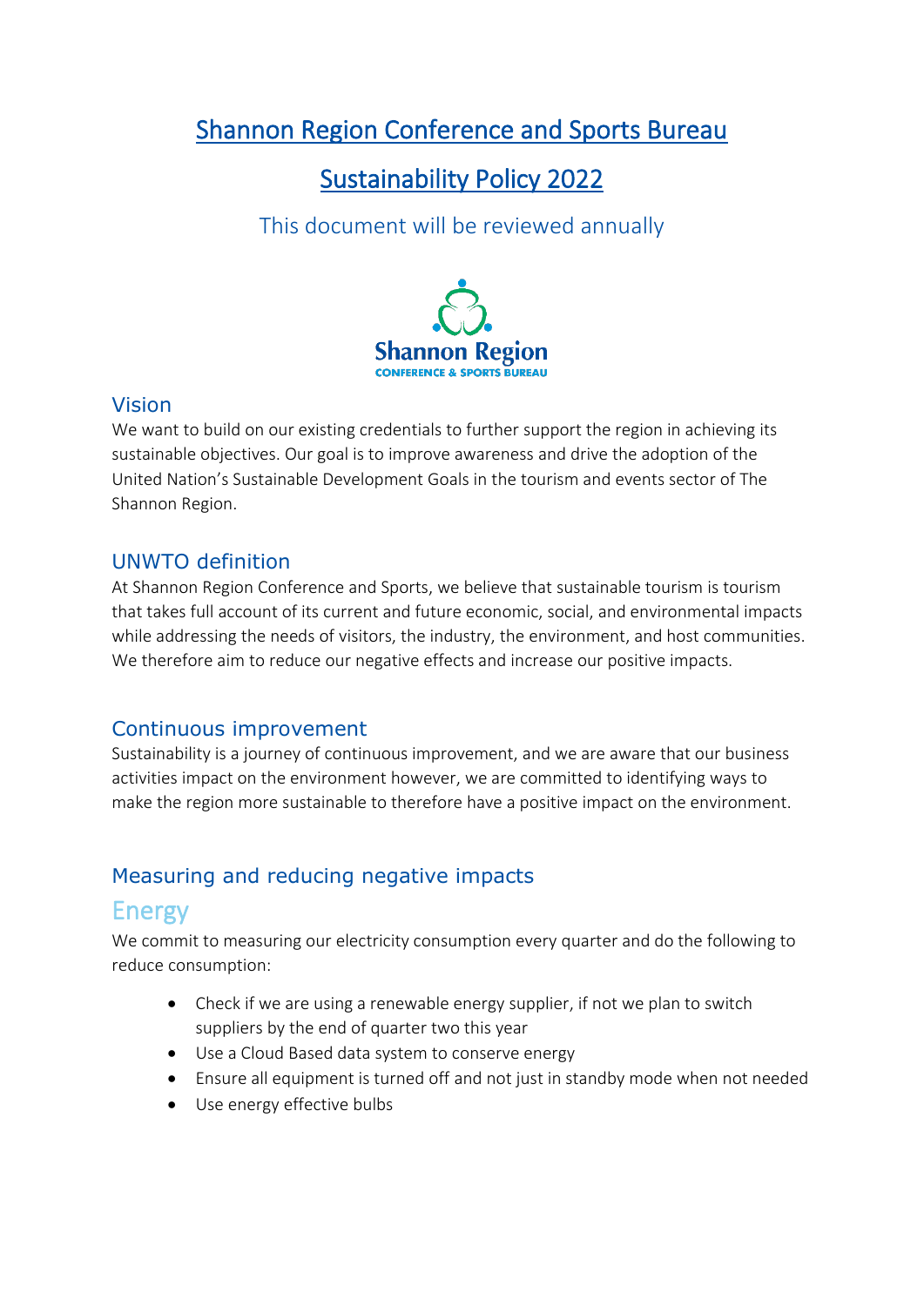# Shannon Region Conference and Sports Bureau

# Sustainability Policy 2022

This document will be reviewed annually

## Vision

We want to build on our existing credentials to further support the region in achieving its sustainable objectives. Our goal is to improve awareness and drive the adoption of the United Nation's Sustainable Development Goals in the tourism and events sector of The Shannon Region.

## UNWTO definition

At Shannon Region Conference and Sports, we believe that sustainable tourism is tourism that takes full account of its current and future economic, social, and environmental impacts while addressing the needs of visitors, the industry, the environment, and host communities. We therefore aim to reduce our negative effects and increase our positive impacts.

## Continuous improvement

Sustainability is a journey of continuous improvement, and we are aware that our business activities impact on the environment however, we are committed to identifying ways to make the region more sustainable to therefore have a positive impact on the environment.

## Measuring and reducing negative impacts

### Energy

We commit to measuring our electricity consumption every quarter and do the following to reduce consumption:

- Check if we are using a renewable energy supplier, if not we plan to switch suppliers by the end of quarter two this year
- Use a Cloud Based data system to conserve energy
- Ensure all equipment is turned off and not just in standby mode when not needed
- Use energy effective bulbs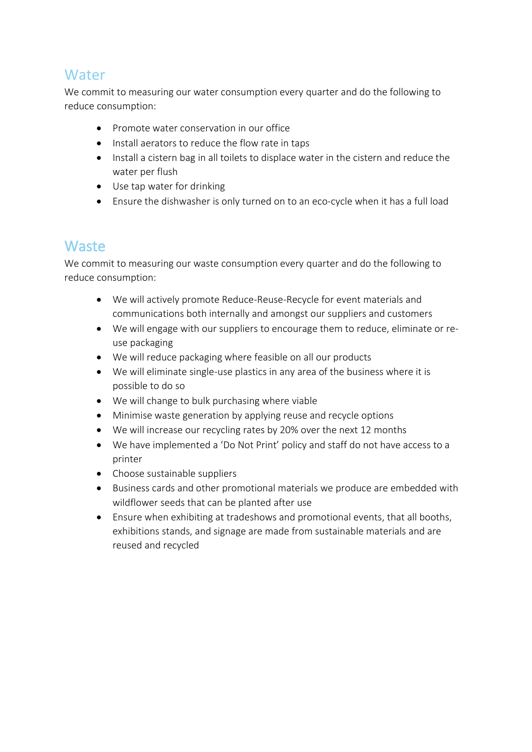## Water

We commit to measuring our water consumption every quarter and do the following to reduce consumption:

- Promote water conservation in our office
- Install aerators to reduce the flow rate in taps
- Install a cistern bag in all toilets to displace water in the cistern and reduce the water per flush
- Use tap water for drinking
- Ensure the dishwasher is only turned on to an eco-cycle when it has a full load

## Waste

We commit to measuring our waste consumption every quarter and do the following to reduce consumption:

- We will actively promote Reduce-Reuse-Recycle for event materials and communications both internally and amongst our suppliers and customers
- We will engage with our suppliers to encourage them to reduce, eliminate or re-use packaging
- We will reduce packaging where feasible on all our products
- We will eliminate single-use plastics in any area of the business where it is possible to do so
- We will change to bulk purchasing where viable
- Minimise waste generation by applying reuse and recycle options
- We will increase our recycling rates by 20% over the next 12 months
- We have implemented a 'Do Not Print' policy and staff do not have access to a printer
- Choose sustainable suppliers
- Business cards and other promotional materials we produce are embedded with wildflower seeds that can be planted after use
- Ensure when exhibiting at tradeshows and promotional events, that all booths, exhibitions stands, and signage are made from sustainable materials and are reused and recycled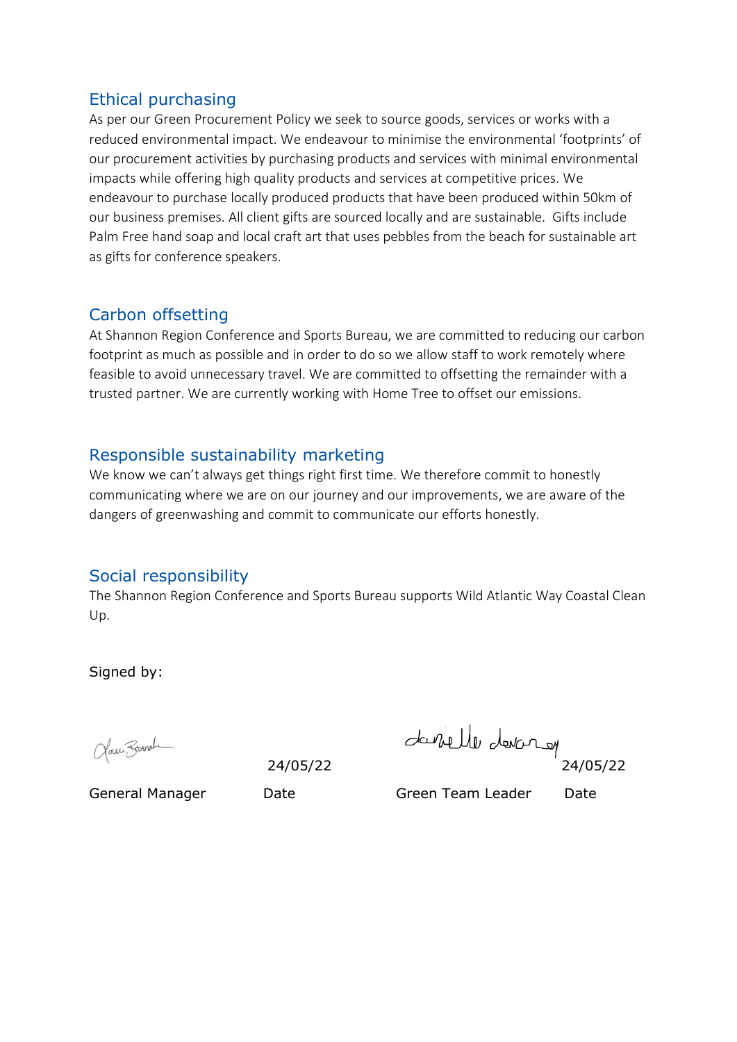## Ethical purchasing

As per our Green Procurement Policy we seek to source goods, services or works with a reduced environmental impact. We endeavour to minimise the environmental 'footprints' of our procurement activities by purchasing products and services with minimal environmental impacts while offering high quality products and services at competitive prices. We endeavour to purchase locally produced products that have been produced within 50km of our business premises. All client gifts are sourced locally and are sustainable. Gifts include Palm Free hand soap and local craft art that uses pebbles from the beach for sustainable art as gifts for conference speakers.

## Carbon offsetting

At Shannon Region Conference and Sports Bureau, we are committed to reducing our carbon footprint as much as possible and in order to do so we allow staff to work remotely where feasible to avoid unnecessary travel. We are committed to offsetting the remainder with a trusted partner. We are currently working with Home Tree to offset our emissions.

## Responsible sustainability marketing

We know we can't always get things right first time. We therefore commit to honestly communicating where we are on our journey and our improvements, we are aware of the dangers of greenwashing and commit to communicate our efforts honestly.

## Social responsibility

The Shannon Region Conference and Sports Bureau supports Wild Atlantic Way Coastal Clean Up.

Signed by:

| | | | |
|---|---|---|---|
| | 24/05/22 | | 24/05/22 |
| General Manager | Date | Green Team Leader | Date |